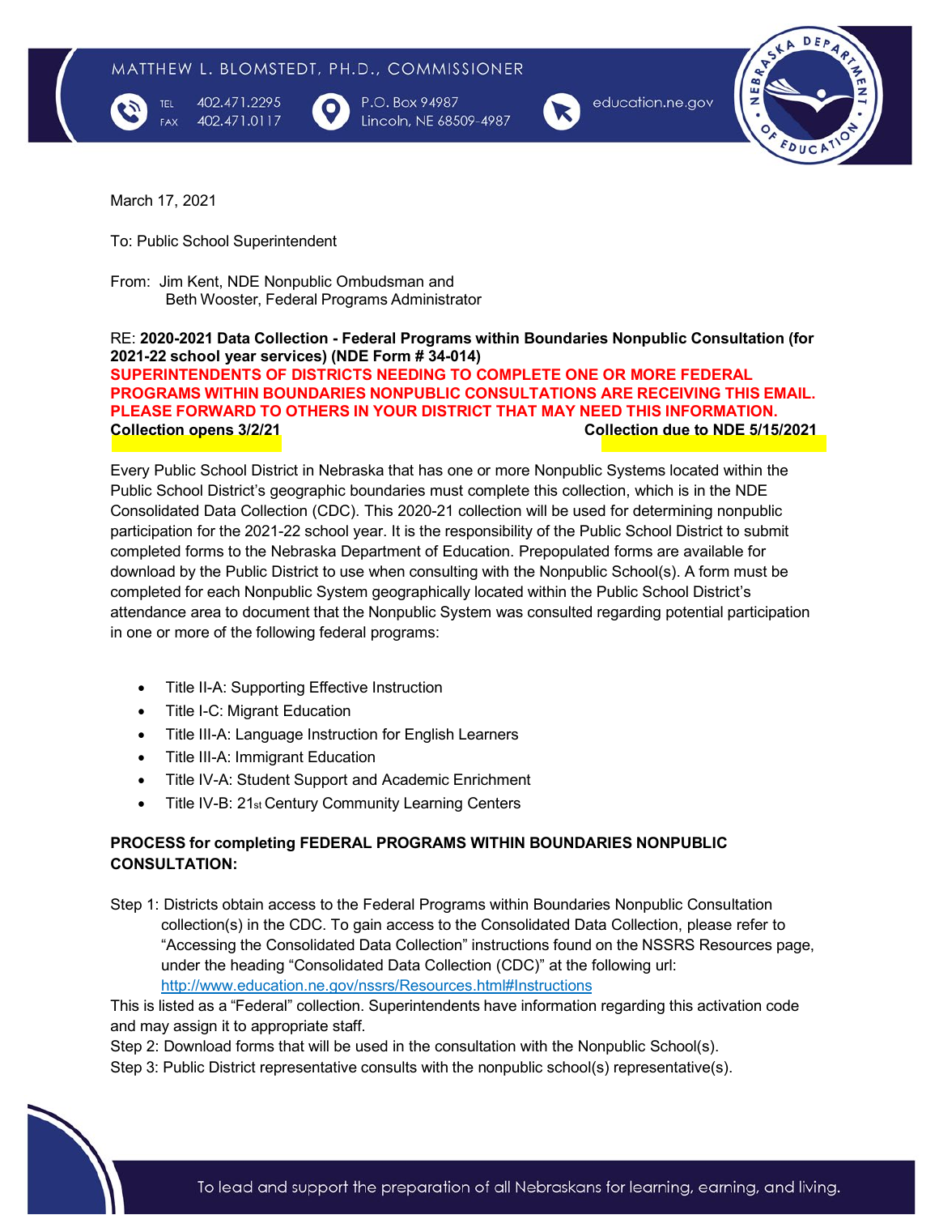MATTHEW L. BLOMSTEDT, PH.D., COMMISSIONER

TEL 402.471.2295
FAX 402.471.0117

P.O. Box 94987
Lincoln, NE 68509-4987

education.ne.gov

March 17, 2021

To: Public School Superintendent

From: Jim Kent, NDE Nonpublic Ombudsman and
Beth Wooster, Federal Programs Administrator

RE: **2020-2021 Data Collection - Federal Programs within Boundaries Nonpublic Consultation (for 2021-22 school year services) (NDE Form # 34-014)**
**SUPERINTENDENTS OF DISTRICTS NEEDING TO COMPLETE ONE OR MORE FEDERAL PROGRAMS WITHIN BOUNDARIES NONPUBLIC CONSULTATIONS ARE RECEIVING THIS EMAIL. PLEASE FORWARD TO OTHERS IN YOUR DISTRICT THAT MAY NEED THIS INFORMATION.**
**Collection opens 3/2/21** **Collection due to NDE 5/15/2021**

Every Public School District in Nebraska that has one or more Nonpublic Systems located within the Public School District's geographic boundaries must complete this collection, which is in the NDE Consolidated Data Collection (CDC). This 2020-21 collection will be used for determining nonpublic participation for the 2021-22 school year. It is the responsibility of the Public School District to submit completed forms to the Nebraska Department of Education. Prepopulated forms are available for download by the Public District to use when consulting with the Nonpublic School(s). A form must be completed for each Nonpublic System geographically located within the Public School District's attendance area to document that the Nonpublic System was consulted regarding potential participation in one or more of the following federal programs:

- Title II-A: Supporting Effective Instruction
- Title I-C: Migrant Education
- Title III-A: Language Instruction for English Learners
- Title III-A: Immigrant Education
- Title IV-A: Student Support and Academic Enrichment
- Title IV-B: 21st Century Community Learning Centers

**PROCESS for completing FEDERAL PROGRAMS WITHIN BOUNDARIES NONPUBLIC CONSULTATION:**

Step 1: Districts obtain access to the Federal Programs within Boundaries Nonpublic Consultation collection(s) in the CDC. To gain access to the Consolidated Data Collection, please refer to "Accessing the Consolidated Data Collection" instructions found on the NSSRS Resources page, under the heading "Consolidated Data Collection (CDC)" at the following url: [http://www.education.ne.gov/nssrs/Resources.html#Instructions](http://www.education.ne.gov/nssrs/Resources.html#Instructions)
This is listed as a "Federal" collection. Superintendents have information regarding this activation code and may assign it to appropriate staff.
Step 2: Download forms that will be used in the consultation with the Nonpublic School(s).
Step 3: Public District representative consults with the nonpublic school(s) representative(s).

To lead and support the preparation of all Nebraskans for learning, earning, and living.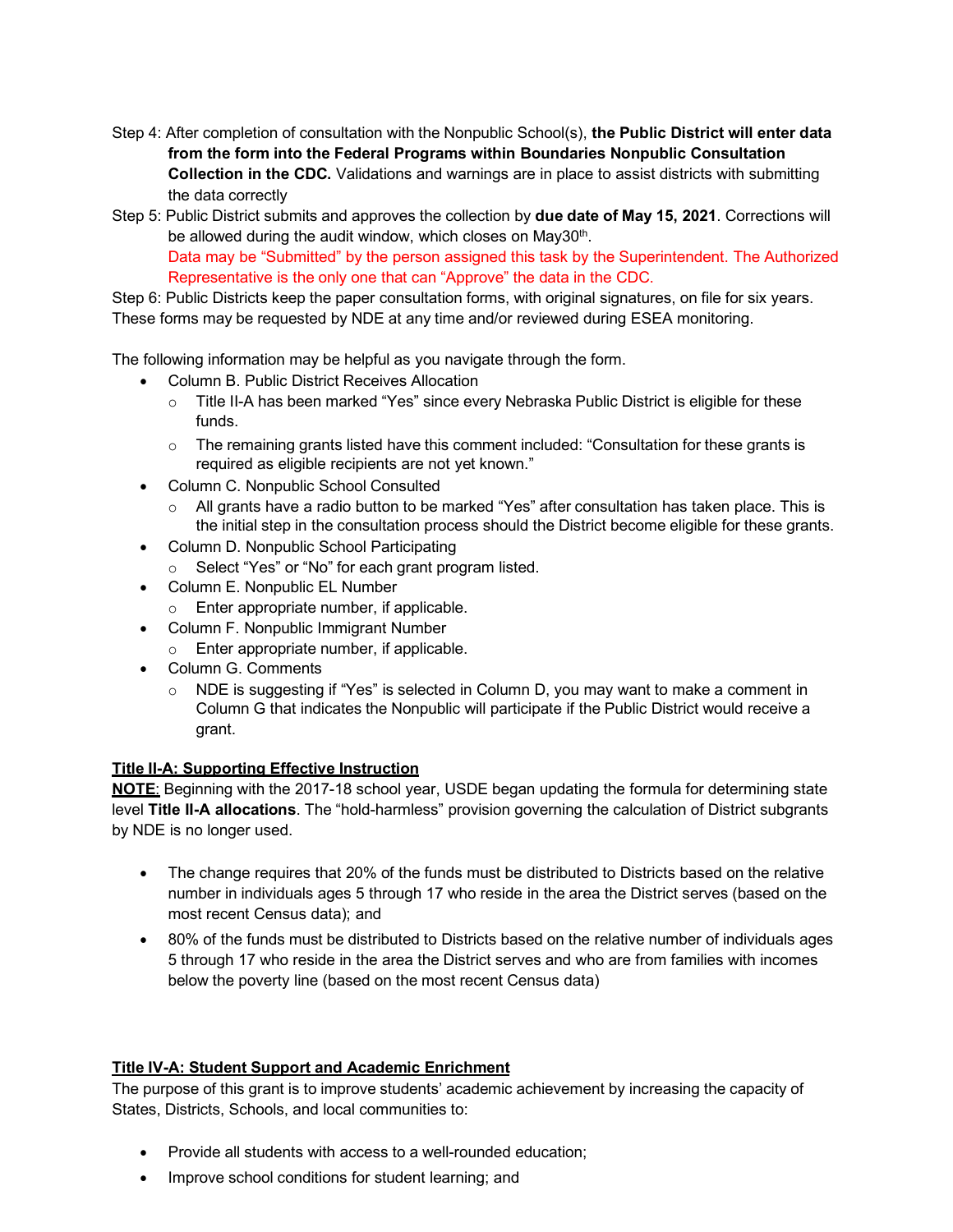Step 4: After completion of consultation with the Nonpublic School(s), **the Public District will enter data from the form into the Federal Programs within Boundaries Nonpublic Consultation Collection in the CDC.** Validations and warnings are in place to assist districts with submitting the data correctly

Step 5: Public District submits and approves the collection by **due date of May 15, 2021**. Corrections will be allowed during the audit window, which closes on May30th.
Data may be "Submitted" by the person assigned this task by the Superintendent. The Authorized Representative is the only one that can "Approve" the data in the CDC.

Step 6: Public Districts keep the paper consultation forms, with original signatures, on file for six years. These forms may be requested by NDE at any time and/or reviewed during ESEA monitoring.

The following information may be helpful as you navigate through the form.

- Column B. Public District Receives Allocation
  - Title II-A has been marked "Yes" since every Nebraska Public District is eligible for these funds.
  - The remaining grants listed have this comment included: "Consultation for these grants is required as eligible recipients are not yet known."
- Column C. Nonpublic School Consulted
  - All grants have a radio button to be marked "Yes" after consultation has taken place. This is the initial step in the consultation process should the District become eligible for these grants.
- Column D. Nonpublic School Participating
  - Select "Yes" or "No" for each grant program listed.
- Column E. Nonpublic EL Number
  - Enter appropriate number, if applicable.
- Column F. Nonpublic Immigrant Number
  - Enter appropriate number, if applicable.
- Column G. Comments
  - NDE is suggesting if "Yes" is selected in Column D, you may want to make a comment in Column G that indicates the Nonpublic will participate if the Public District would receive a grant.

## Title II-A: Supporting Effective Instruction

**NOTE**: Beginning with the 2017-18 school year, USDE began updating the formula for determining state level **Title II-A allocations**. The "hold-harmless" provision governing the calculation of District subgrants by NDE is no longer used.

- The change requires that 20% of the funds must be distributed to Districts based on the relative number in individuals ages 5 through 17 who reside in the area the District serves (based on the most recent Census data); and
- 80% of the funds must be distributed to Districts based on the relative number of individuals ages 5 through 17 who reside in the area the District serves and who are from families with incomes below the poverty line (based on the most recent Census data)

## Title IV-A: Student Support and Academic Enrichment

The purpose of this grant is to improve students' academic achievement by increasing the capacity of States, Districts, Schools, and local communities to:

- Provide all students with access to a well-rounded education;
- Improve school conditions for student learning; and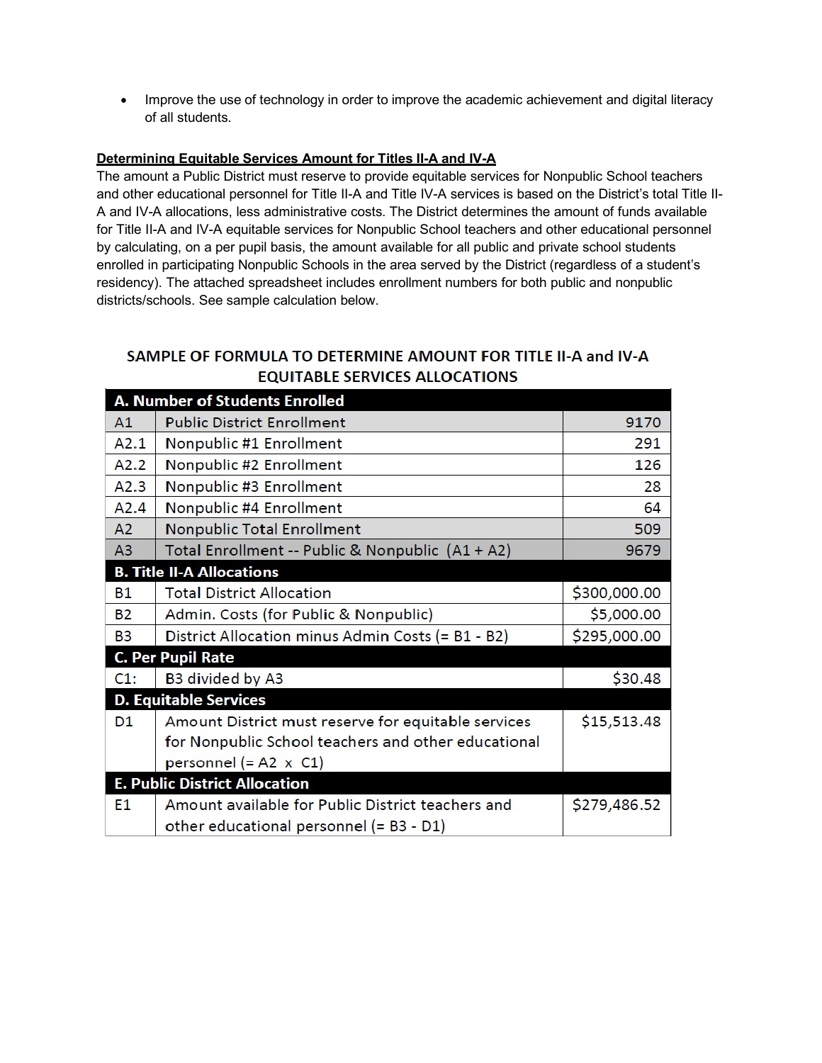- Improve the use of technology in order to improve the academic achievement and digital literacy of all students.

**Determining Equitable Services Amount for Titles II-A and IV-A**

The amount a Public District must reserve to provide equitable services for Nonpublic School teachers and other educational personnel for Title II-A and Title IV-A services is based on the District's total Title II-A and IV-A allocations, less administrative costs. The District determines the amount of funds available for Title II-A and IV-A equitable services for Nonpublic School teachers and other educational personnel by calculating, on a per pupil basis, the amount available for all public and private school students enrolled in participating Nonpublic Schools in the area served by the District (regardless of a student's residency). The attached spreadsheet includes enrollment numbers for both public and nonpublic districts/schools. See sample calculation below.

**SAMPLE OF FORMULA TO DETERMINE AMOUNT FOR TITLE II-A and IV-A EQUITABLE SERVICES ALLOCATIONS**

| **A. Number of Students Enrolled** | | |
|---|---|---|
| A1 | Public District Enrollment | 9170 |
| A2.1 | Nonpublic #1 Enrollment | 291 |
| A2.2 | Nonpublic #2 Enrollment | 126 |
| A2.3 | Nonpublic #3 Enrollment | 28 |
| A2.4 | Nonpublic #4 Enrollment | 64 |
| A2 | Nonpublic Total Enrollment | 509 |
| A3 | Total Enrollment -- Public & Nonpublic (A1 + A2) | 9679 |
| **B. Title II-A Allocations** | | |
| B1 | Total District Allocation | $300,000.00 |
| B2 | Admin. Costs (for Public & Nonpublic) | $5,000.00 |
| B3 | District Allocation minus Admin Costs (= B1 - B2) | $295,000.00 |
| **C. Per Pupil Rate** | | |
| C1: | B3 divided by A3 | $30.48 |
| **D. Equitable Services** | | |
| D1 | Amount District must reserve for equitable services for Nonpublic School teachers and other educational personnel (= A2 x C1) | $15,513.48 |
| **E. Public District Allocation** | | |
| E1 | Amount available for Public District teachers and other educational personnel (= B3 - D1) | $279,486.52 |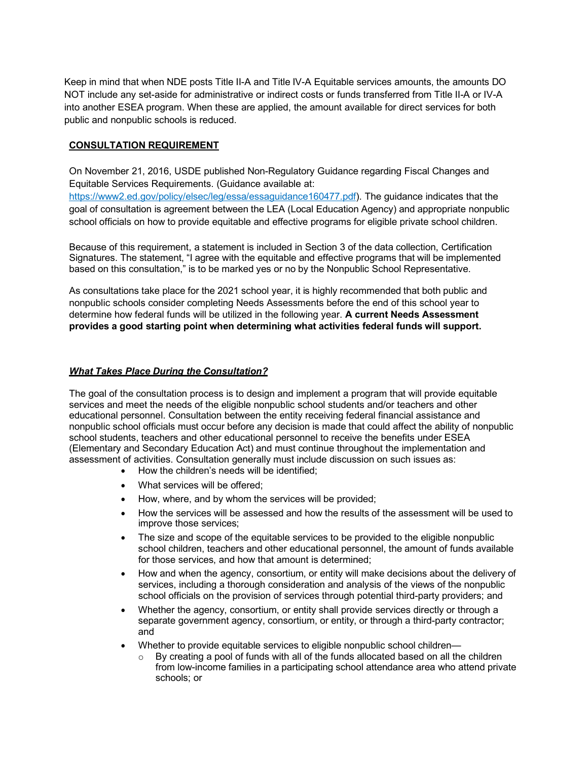Keep in mind that when NDE posts Title II-A and Title IV-A Equitable services amounts, the amounts DO NOT include any set-aside for administrative or indirect costs or funds transferred from Title II-A or IV-A into another ESEA program. When these are applied, the amount available for direct services for both public and nonpublic schools is reduced.

## **CONSULTATION REQUIREMENT**

On November 21, 2016, USDE published Non-Regulatory Guidance regarding Fiscal Changes and Equitable Services Requirements. (Guidance available at: [https://www2.ed.gov/policy/elsec/leg/essa/essaguidance160477.pdf](https://www2.ed.gov/policy/elsec/leg/essa/essaguidance160477.pdf)). The guidance indicates that the goal of consultation is agreement between the LEA (Local Education Agency) and appropriate nonpublic school officials on how to provide equitable and effective programs for eligible private school children.

Because of this requirement, a statement is included in Section 3 of the data collection, Certification Signatures. The statement, "I agree with the equitable and effective programs that will be implemented based on this consultation," is to be marked yes or no by the Nonpublic School Representative.

As consultations take place for the 2021 school year, it is highly recommended that both public and nonpublic schools consider completing Needs Assessments before the end of this school year to determine how federal funds will be utilized in the following year. **A current Needs Assessment provides a good starting point when determining what activities federal funds will support.**

### ***What Takes Place During the Consultation?***

The goal of the consultation process is to design and implement a program that will provide equitable services and meet the needs of the eligible nonpublic school students and/or teachers and other educational personnel. Consultation between the entity receiving federal financial assistance and nonpublic school officials must occur before any decision is made that could affect the ability of nonpublic school students, teachers and other educational personnel to receive the benefits under ESEA (Elementary and Secondary Education Act) and must continue throughout the implementation and assessment of activities. Consultation generally must include discussion on such issues as:

- How the children's needs will be identified;
- What services will be offered;
- How, where, and by whom the services will be provided;
- How the services will be assessed and how the results of the assessment will be used to improve those services;
- The size and scope of the equitable services to be provided to the eligible nonpublic school children, teachers and other educational personnel, the amount of funds available for those services, and how that amount is determined;
- How and when the agency, consortium, or entity will make decisions about the delivery of services, including a thorough consideration and analysis of the views of the nonpublic school officials on the provision of services through potential third-party providers; and
- Whether the agency, consortium, or entity shall provide services directly or through a separate government agency, consortium, or entity, or through a third-party contractor; and
- Whether to provide equitable services to eligible nonpublic school children—
  - By creating a pool of funds with all of the funds allocated based on all the children from low-income families in a participating school attendance area who attend private schools; or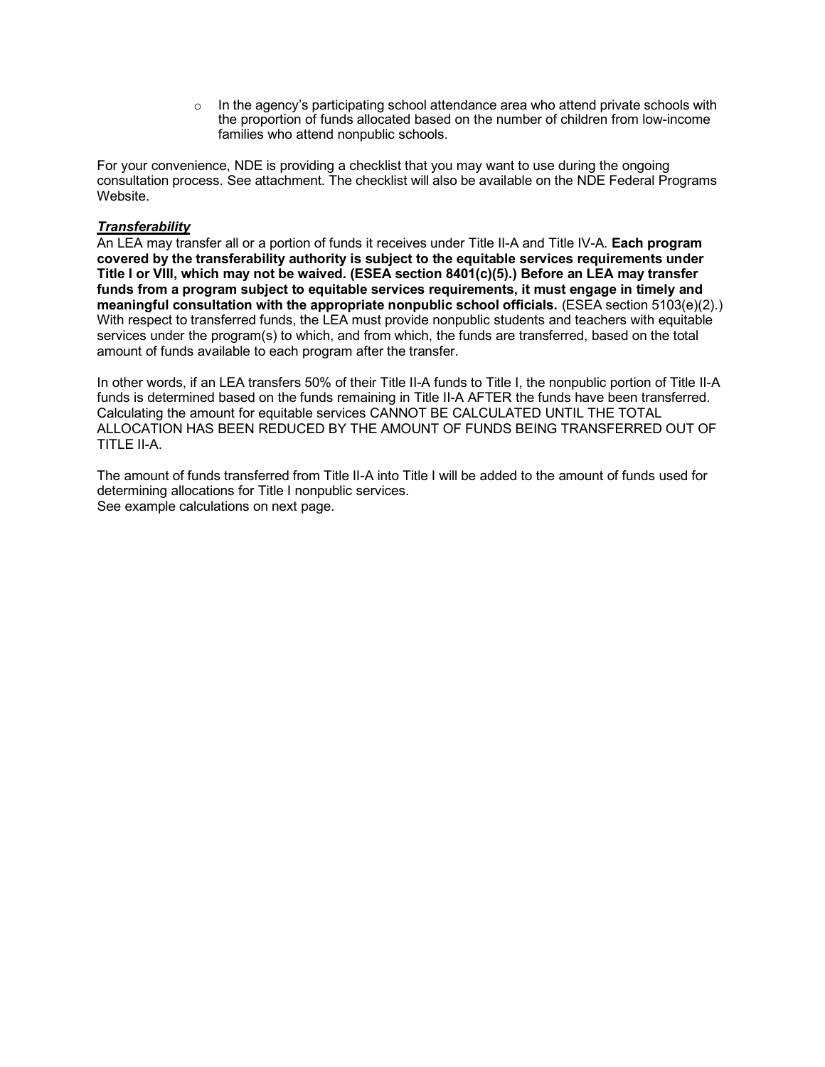- In the agency's participating school attendance area who attend private schools with the proportion of funds allocated based on the number of children from low-income families who attend nonpublic schools.

For your convenience, NDE is providing a checklist that you may want to use during the ongoing consultation process. See attachment. The checklist will also be available on the NDE Federal Programs Website.

***Transferability***

An LEA may transfer all or a portion of funds it receives under Title II-A and Title IV-A. **Each program covered by the transferability authority is subject to the equitable services requirements under Title I or VIII, which may not be waived. (ESEA section 8401(c)(5).) Before an LEA may transfer funds from a program subject to equitable services requirements, it must engage in timely and meaningful consultation with the appropriate nonpublic school officials.** (ESEA section 5103(e)(2).) With respect to transferred funds, the LEA must provide nonpublic students and teachers with equitable services under the program(s) to which, and from which, the funds are transferred, based on the total amount of funds available to each program after the transfer.

In other words, if an LEA transfers 50% of their Title II-A funds to Title I, the nonpublic portion of Title II-A funds is determined based on the funds remaining in Title II-A AFTER the funds have been transferred. Calculating the amount for equitable services CANNOT BE CALCULATED UNTIL THE TOTAL ALLOCATION HAS BEEN REDUCED BY THE AMOUNT OF FUNDS BEING TRANSFERRED OUT OF TITLE II-A.

The amount of funds transferred from Title II-A into Title I will be added to the amount of funds used for determining allocations for Title I nonpublic services.
See example calculations on next page.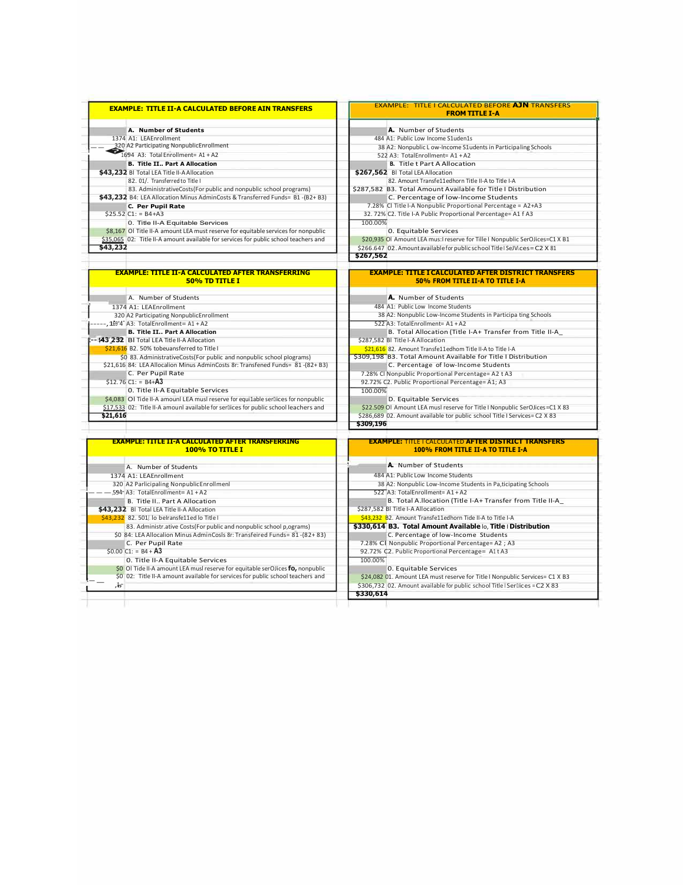## EXAMPLE: TITLE II-A CALCULATED BEFORE AIN TRANSFERS

| | |
|---|---|
| | **A. Number of Students** |
| 1374 | A1: LEA Enrollment |
| 320 | A2 Participating Nonpublic Enrollment |
| 1694 | A3: Total Enrollment= A1 + A2 |
| | **B. Title II.. Part A Allocation** |
| **$43,232** | Bl Total LEA Title II-A Allocation |
| | 82. 01/. Transferred to Title I |
| | 83. Administrative Costs (For public and nonpublic school programs) |
| **$43,232** | B4: LEA Allocation Minus Admin Costs & Transferred Funds= B1 -(B2+ B3) |
| | **C. Per Pupil Rate** |
| $25.52 | C1: = B4+A3 |
| | 0. Title II-A Equitable Services |
| $8,167 | Ol Title II-A amount LEA must reserve for equitable services for nonpublic |
| $35,065 | 02: Title II-A amount available for services for public school teachers and |
| **$43,232** | |

## EXAMPLE: TITLE I CALCULATED BEFORE AJN TRANSFERS FROM TITLE I-A

| | |
|---|---|
| | **A.** Number of Students |
| 484 | A1: Public Low Income S1uden1s |
| 38 | A2: Nonpublic Low-Income S1udents in Participaling Schools |
| 522 | A3: Total Enrollment= A1 + A2 |
| | B. Title t Part A Allocation |
| **$267,562** | Bl Total LEA Allocation |
| | 82. Amount Transfe11edhorn Title II-A to Title I-A |
| $287,582 | B3. Total Amount Available for Title I Distribution |
| | C. Percentage of low-Income Students |
| 7.28% | Cl Title I-A Nonpublic Proportional Percentage = A2+A3 |
| 32. 72% | C2. Title I-A Public Proportional Percentage= A1 f A3 |
| 100.00% | |
| | 0. Equitable Services |
| $20,935 | Ol Amount LEA mus:I reserve for Title I Nonpublic SerOJices=C1 X B1 |
| $266.647 | 02. Amount available for public school Title I SeJVices= C2 X 81 |
| **$267,562** | |

## EXAMPLE: TITLE II-A CALCULATED AFTER TRANSFERRING 50% TD TITLE I

| | |
|---|---|
| | A. Number of Students |
| 1374 | A1: LEA Enrollment |
| 320 | A2 Participating Nonpublic Enrollment |
| 1694 | A3: Total Enrollment= A1 + A2 |
| | **B. Title II.. Part A Allocation** |
| **$43,232** | Bl Total LEA Title II-A Allocation |
| $21,616 | B2. 50% tobeuansferred to Title I |
| $0 | 83. Administrative Costs (For public and nonpublic school plograms) |
| $21,616 | 84: LEA Allocation Minus Admin Costs 8r: Transfened Funds= 81 -(82+ B3) |
| | C. Per Pupil Rate |
| $12.76 | C1: = B4+**A3** |
| | 0. Title II-A Equitable Services |
| $4,083 | Ol Tide II-A amounl LEA musl reserve for equi1able serlices for nonpublic |
| $17,533 | 02: Title II-A amounl available for serlices for public school leachers and |
| **$21,616** | |

## EXAMPLE: TITLE I CALCULATED AFTER DISTRICT TRANSFERS 50% FROM TITLE II-A TO TITLE I-A

| | |
|---|---|
| | **A.** Number of Students |
| 484 | A1: Public Low Income Students |
| 38 | A2: Nonpublic Low-Income Students in Participa ting Schools |
| 522 | A3: Total Enrollment= A1 + A2 |
| | B. Total Allocation (Title I-A+ Transfer from Title II-A_ |
| $287,582 | Bl Title I-A Allocation |
| $21,616 | 82. Amount Transfe11edhom Title II-A to Title I-A |
| $309,198 | B3. Total Amount Available for Title I Distribution |
| | C. Percentage of low-Income Students |
| 7.28% | Cl Nonpublic Proportional Percentage= A2 t A3 |
| 92.72% | C2. Public Proportional Percentage= A1; A3 |
| 100.00% | |
| | D. Equitable Services |
| $22.509 | Ol Amount LEA musl reserve for Title I Nonpublic SerOJices=C1 X 83 |
| $286,689 | 02. Amount available tor public school Title I Services= C2 X 83 |
| **$309,196** | |

## EXAMPLE: TITLE II-A CALCULATED AFTER TRANSFERRING 100% TO TITLE I

| | |
|---|---|
| | A. Number of Students |
| 1374 | A1: LEA Enrollment |
| 320 | A2 Parlicipaling Nonpublic Enrollmenl |
| 594 | A3: Total Enrollment= A1 + A2 |
| | B. Title II.. Part A Allocation |
| **$43,232** | Bl Total LEA Title II-A Allocation |
| $43,232 | 82. 501/ lo belransfe11ed lo Title I |
| | 83. Administr.ative Costs (For public and nonpublic school p,ograms) |
| $0 | 84: LEA Allocalion Minus Admin Cosls 8r: Transfeired Funds= 81 -(82+ 83) |
| | C. Per Pupil Rate |
| $0.00 | C1: = B4 + **A3** |
| | 0. Title II-A Equitable Services |
| $0 | Ol Tide II-A amount LEA musl reserve for equitable serOJices **fo,** nonpublic |
| $0 | 02: Title II-A amount available for services for public school teachers and |

## EXAMPLE: TITLE I CALCULATED AFTER DISTRICT TRANSFERS 100% FROM TITLE II-A TO TITLE I-A

| | |
|---|---|
| | **A.** Number of Students |
| 484 | A1: Public Low Income Students |
| 38 | A2: Nonpublic Low-Income Students in Pa,ticipating Schools |
| 522 | A3: Total Enrollment= A1 + A2 |
| | B. Total A.llocation (Title I-A+ Transfer from Title II-A_ |
| $287,582 | Bl Title I-A Allocation |
| $43,232 | B2. Amount Transfe11edhorn Tide II-A to Title I-A |
| **$330,614** | **B3. Total Amount Available lo, Title I Distribution** |
| | C. Percentage of low-Income Students |
| 7.28% | Cl Nonpublic Proportional Percentage= A2 ; A3 |
| 92.72% | C2. Public Proportional Percentage= A1 t A3 |
| 100.00% | |
| | 0. Equitable Services |
| $24,082 | 01. Amount LEA must reserve for Title I Nonpublic Services= C1 X B3 |
| $306,732 | 02. Amount available for public school Title I Serlices = C2 X 83 |
| **$330,614** | |